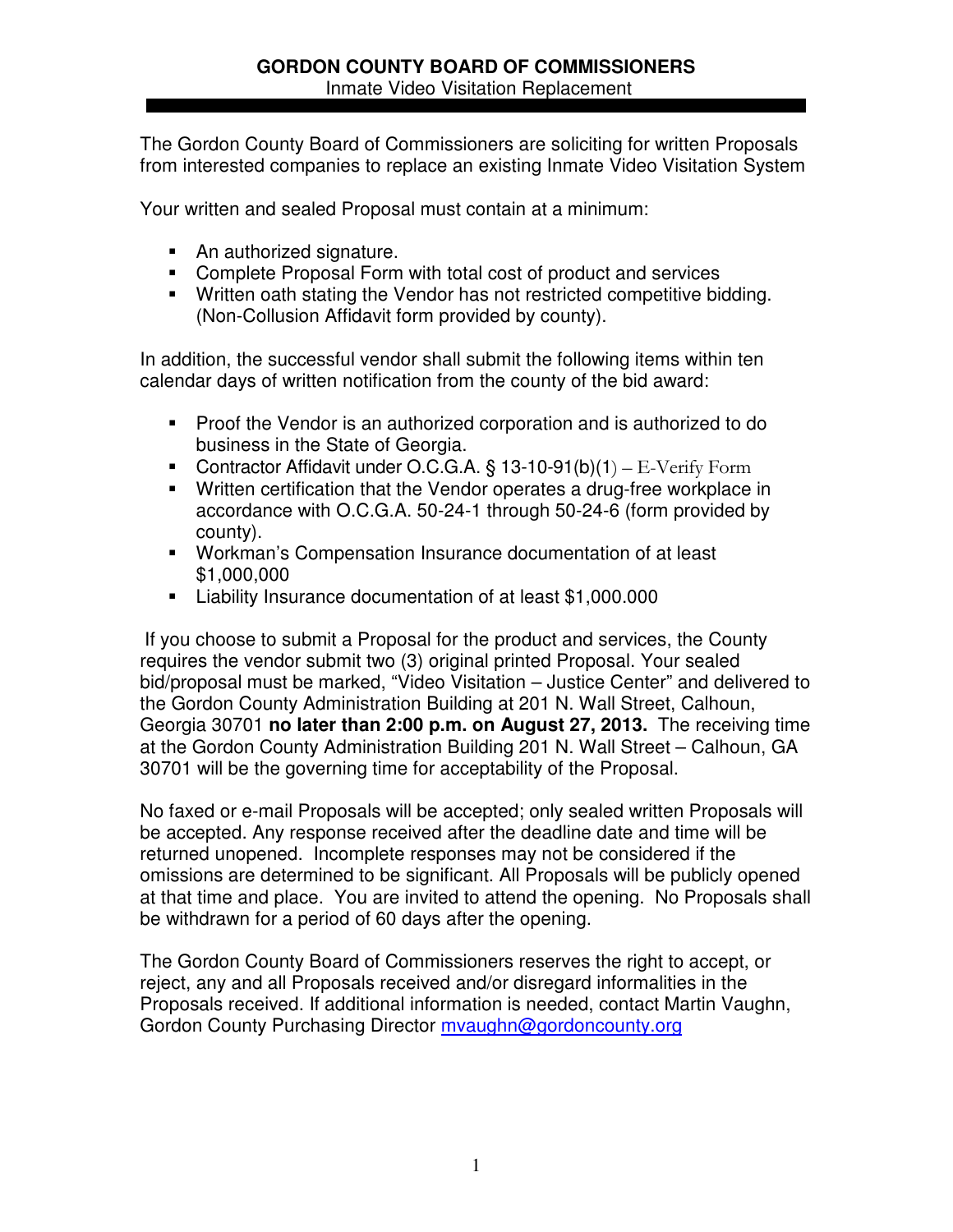# GORDON COUNTY BOARD OF COMMISSIONERS

Inmate Video Visitation Replacement

The Gordon County Board of Commissioners are soliciting for written Proposals from interested companies to replace an existing Inmate Video Visitation System

Your written and sealed Proposal must contain at a minimum:

- An authorized signature.
- Complete Proposal Form with total cost of product and services
- Written oath stating the Vendor has not restricted competitive bidding. (Non-Collusion Affidavit form provided by county).

In addition, the successful vendor shall submit the following items within ten calendar days of written notification from the county of the bid award:

- Proof the Vendor is an authorized corporation and is authorized to do business in the State of Georgia.
- Contractor Affidavit under O.C.G.A. § 13-10-91(b)(1) – E-Verify Form
- Written certification that the Vendor operates a drug-free workplace in accordance with O.C.G.A. 50-24-1 through 50-24-6 (form provided by county).
- Workman's Compensation Insurance documentation of at least $1,000,000
- Liability Insurance documentation of at least $1,000.000

If you choose to submit a Proposal for the product and services, the County requires the vendor submit two (3) original printed Proposal. Your sealed bid/proposal must be marked, "Video Visitation – Justice Center" and delivered to the Gordon County Administration Building at 201 N. Wall Street, Calhoun, Georgia 30701 **no later than 2:00 p.m. on August 27, 2013.** The receiving time at the Gordon County Administration Building 201 N. Wall Street – Calhoun, GA 30701 will be the governing time for acceptability of the Proposal.

No faxed or e-mail Proposals will be accepted; only sealed written Proposals will be accepted. Any response received after the deadline date and time will be returned unopened. Incomplete responses may not be considered if the omissions are determined to be significant. All Proposals will be publicly opened at that time and place. You are invited to attend the opening. No Proposals shall be withdrawn for a period of 60 days after the opening.

The Gordon County Board of Commissioners reserves the right to accept, or reject, any and all Proposals received and/or disregard informalities in the Proposals received. If additional information is needed, contact Martin Vaughn, Gordon County Purchasing Director mvaughn@gordoncounty.org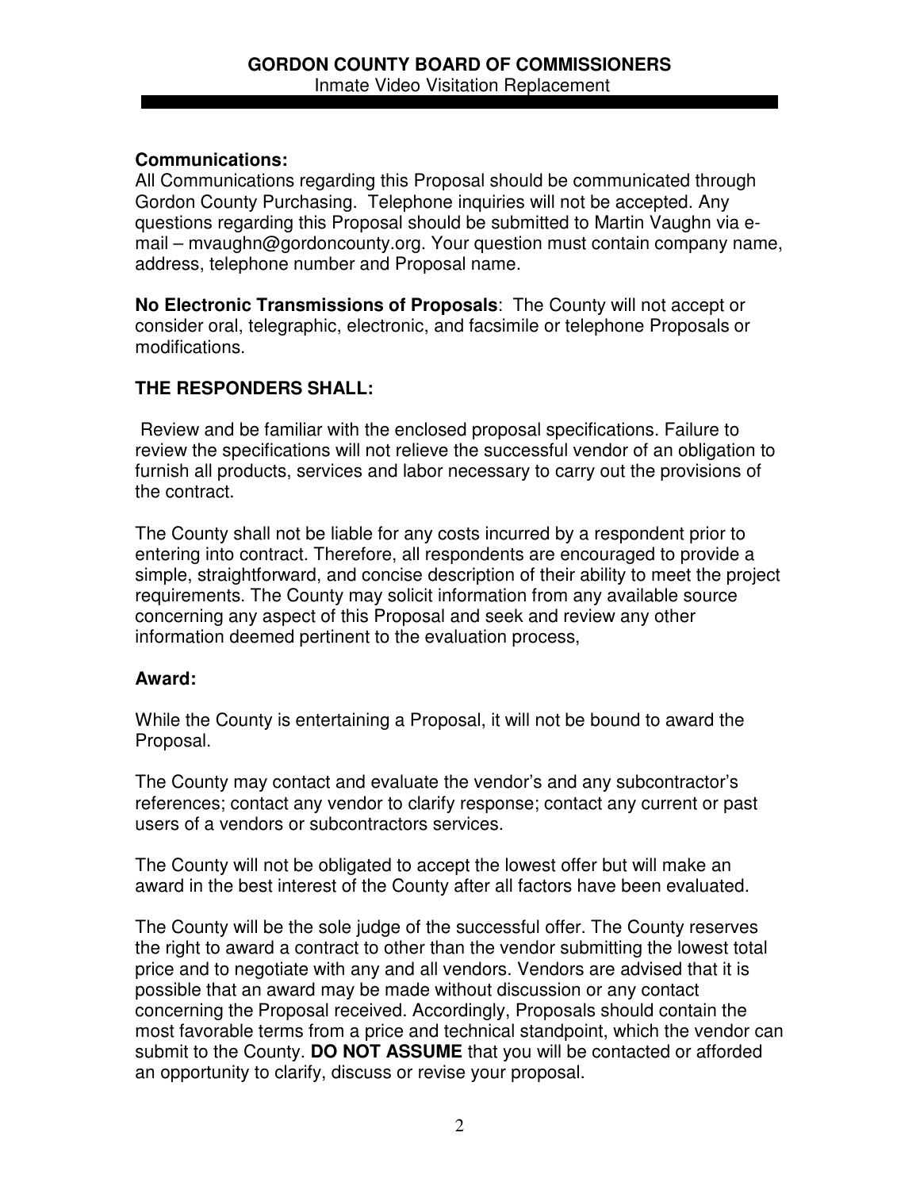**Communications:**
All Communications regarding this Proposal should be communicated through Gordon County Purchasing. Telephone inquiries will not be accepted. Any questions regarding this Proposal should be submitted to Martin Vaughn via e-mail – mvaughn@gordoncounty.org. Your question must contain company name, address, telephone number and Proposal name.

**No Electronic Transmissions of Proposals**: The County will not accept or consider oral, telegraphic, electronic, and facsimile or telephone Proposals or modifications.

**THE RESPONDERS SHALL:**

Review and be familiar with the enclosed proposal specifications. Failure to review the specifications will not relieve the successful vendor of an obligation to furnish all products, services and labor necessary to carry out the provisions of the contract.

The County shall not be liable for any costs incurred by a respondent prior to entering into contract. Therefore, all respondents are encouraged to provide a simple, straightforward, and concise description of their ability to meet the project requirements. The County may solicit information from any available source concerning any aspect of this Proposal and seek and review any other information deemed pertinent to the evaluation process,

**Award:**

While the County is entertaining a Proposal, it will not be bound to award the Proposal.

The County may contact and evaluate the vendor's and any subcontractor's references; contact any vendor to clarify response; contact any current or past users of a vendors or subcontractors services.

The County will not be obligated to accept the lowest offer but will make an award in the best interest of the County after all factors have been evaluated.

The County will be the sole judge of the successful offer. The County reserves the right to award a contract to other than the vendor submitting the lowest total price and to negotiate with any and all vendors. Vendors are advised that it is possible that an award may be made without discussion or any contact concerning the Proposal received. Accordingly, Proposals should contain the most favorable terms from a price and technical standpoint, which the vendor can submit to the County. **DO NOT ASSUME** that you will be contacted or afforded an opportunity to clarify, discuss or revise your proposal.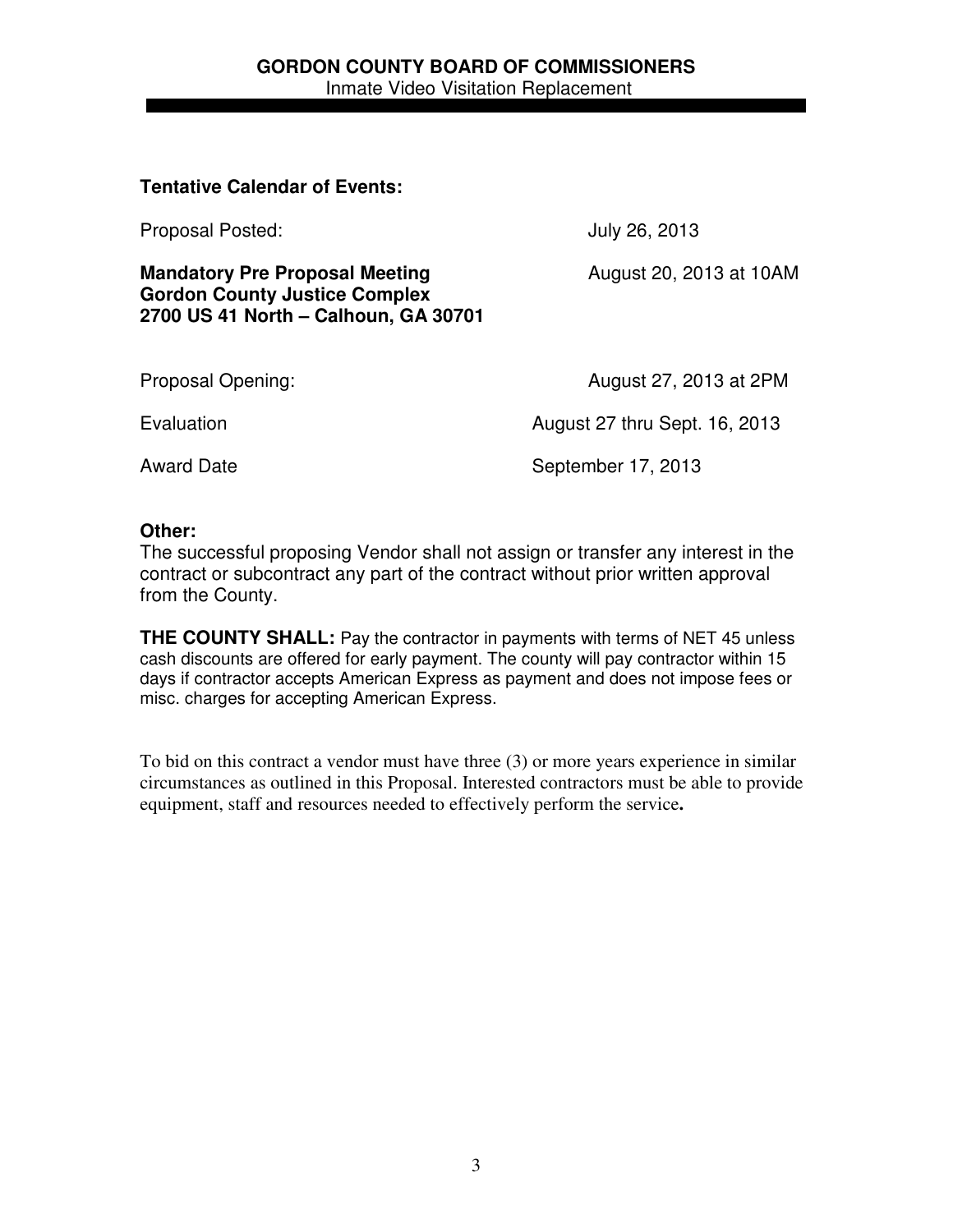**Tentative Calendar of Events:**

| | |
|---|---|
| Proposal Posted: | July 26, 2013 |
| **Mandatory Pre Proposal Meeting**<br>**Gordon County Justice Complex**<br>**2700 US 41 North – Calhoun, GA 30701** | August 20, 2013 at 10AM |
| Proposal Opening: | August 27, 2013 at 2PM |
| Evaluation | August 27 thru Sept. 16, 2013 |
| Award Date | September 17, 2013 |

**Other:**

The successful proposing Vendor shall not assign or transfer any interest in the contract or subcontract any part of the contract without prior written approval from the County.

**THE COUNTY SHALL:** Pay the contractor in payments with terms of NET 45 unless cash discounts are offered for early payment. The county will pay contractor within 15 days if contractor accepts American Express as payment and does not impose fees or misc. charges for accepting American Express.

To bid on this contract a vendor must have three (3) or more years experience in similar circumstances as outlined in this Proposal. Interested contractors must be able to provide equipment, staff and resources needed to effectively perform the service**.**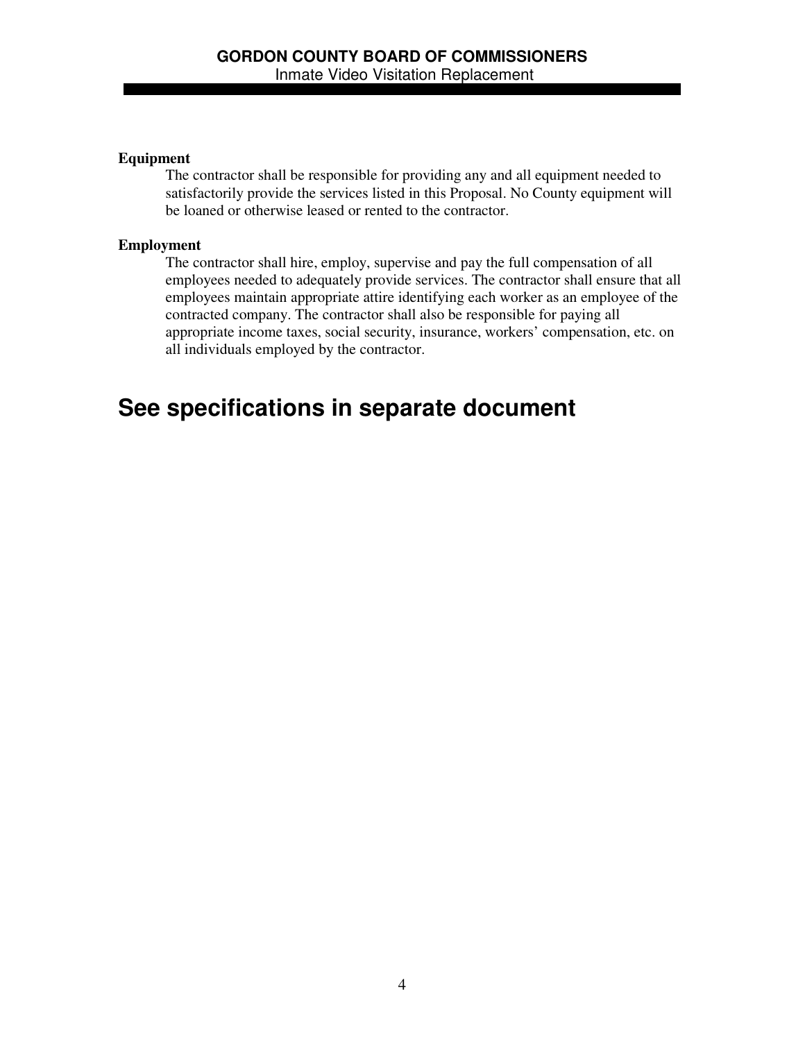**Equipment**

The contractor shall be responsible for providing any and all equipment needed to satisfactorily provide the services listed in this Proposal. No County equipment will be loaned or otherwise leased or rented to the contractor.

**Employment**

The contractor shall hire, employ, supervise and pay the full compensation of all employees needed to adequately provide services. The contractor shall ensure that all employees maintain appropriate attire identifying each worker as an employee of the contracted company. The contractor shall also be responsible for paying all appropriate income taxes, social security, insurance, workers' compensation, etc. on all individuals employed by the contractor.

# See specifications in separate document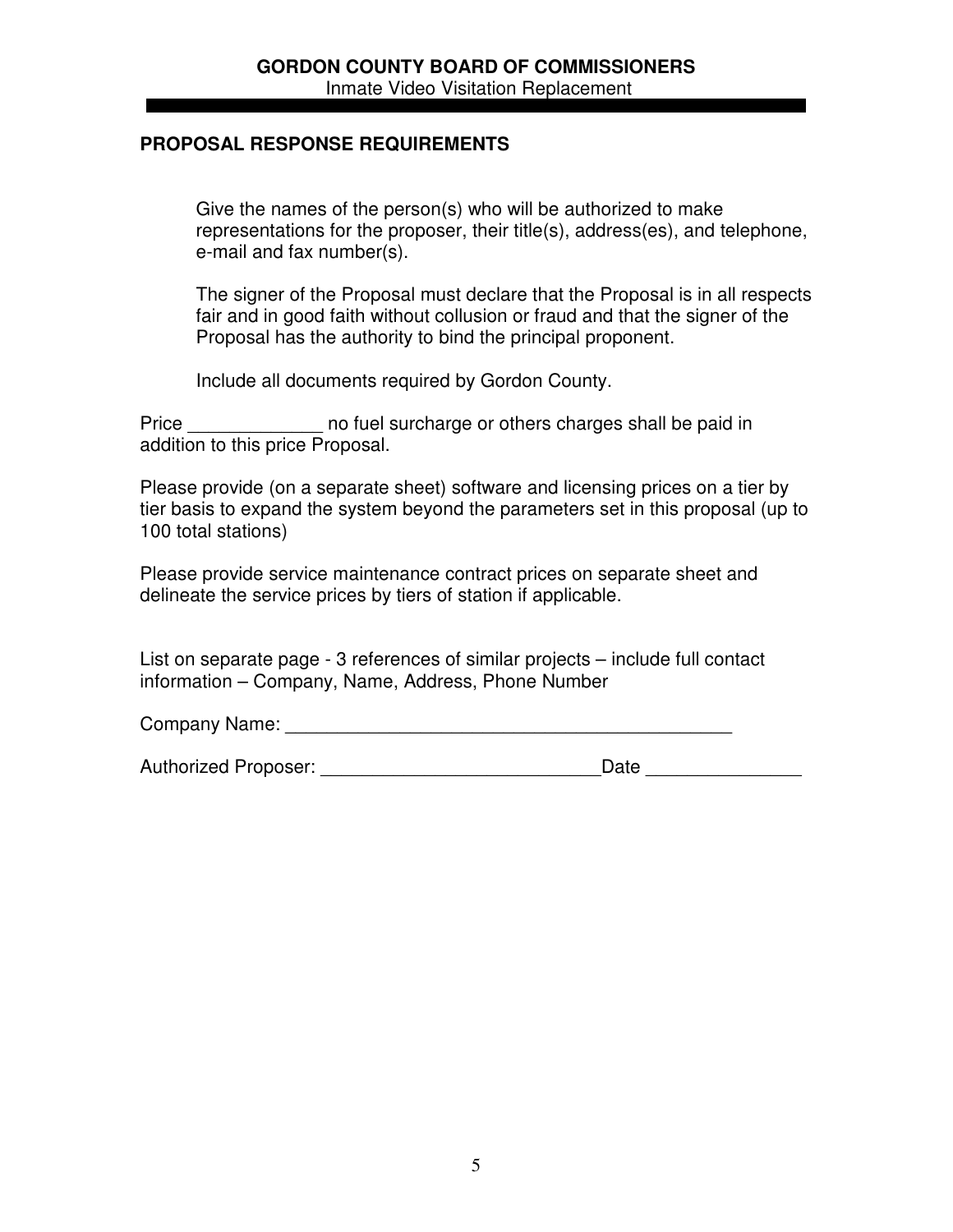## PROPOSAL RESPONSE REQUIREMENTS

Give the names of the person(s) who will be authorized to make representations for the proposer, their title(s), address(es), and telephone, e-mail and fax number(s).

The signer of the Proposal must declare that the Proposal is in all respects fair and in good faith without collusion or fraud and that the signer of the Proposal has the authority to bind the principal proponent.

Include all documents required by Gordon County.

Price _____________ no fuel surcharge or others charges shall be paid in addition to this price Proposal.

Please provide (on a separate sheet) software and licensing prices on a tier by tier basis to expand the system beyond the parameters set in this proposal (up to 100 total stations)

Please provide service maintenance contract prices on separate sheet and delineate the service prices by tiers of station if applicable.

List on separate page - 3 references of similar projects – include full contact information – Company, Name, Address, Phone Number

Company Name: _____________________________________________

Authorized Proposer: ___________________________Date _______________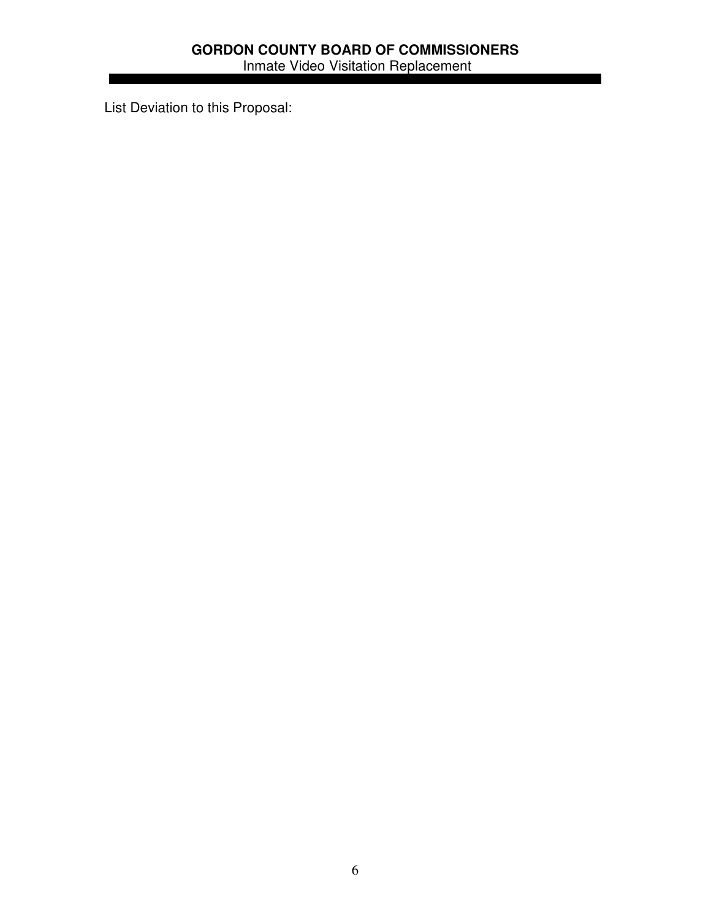List Deviation to this Proposal: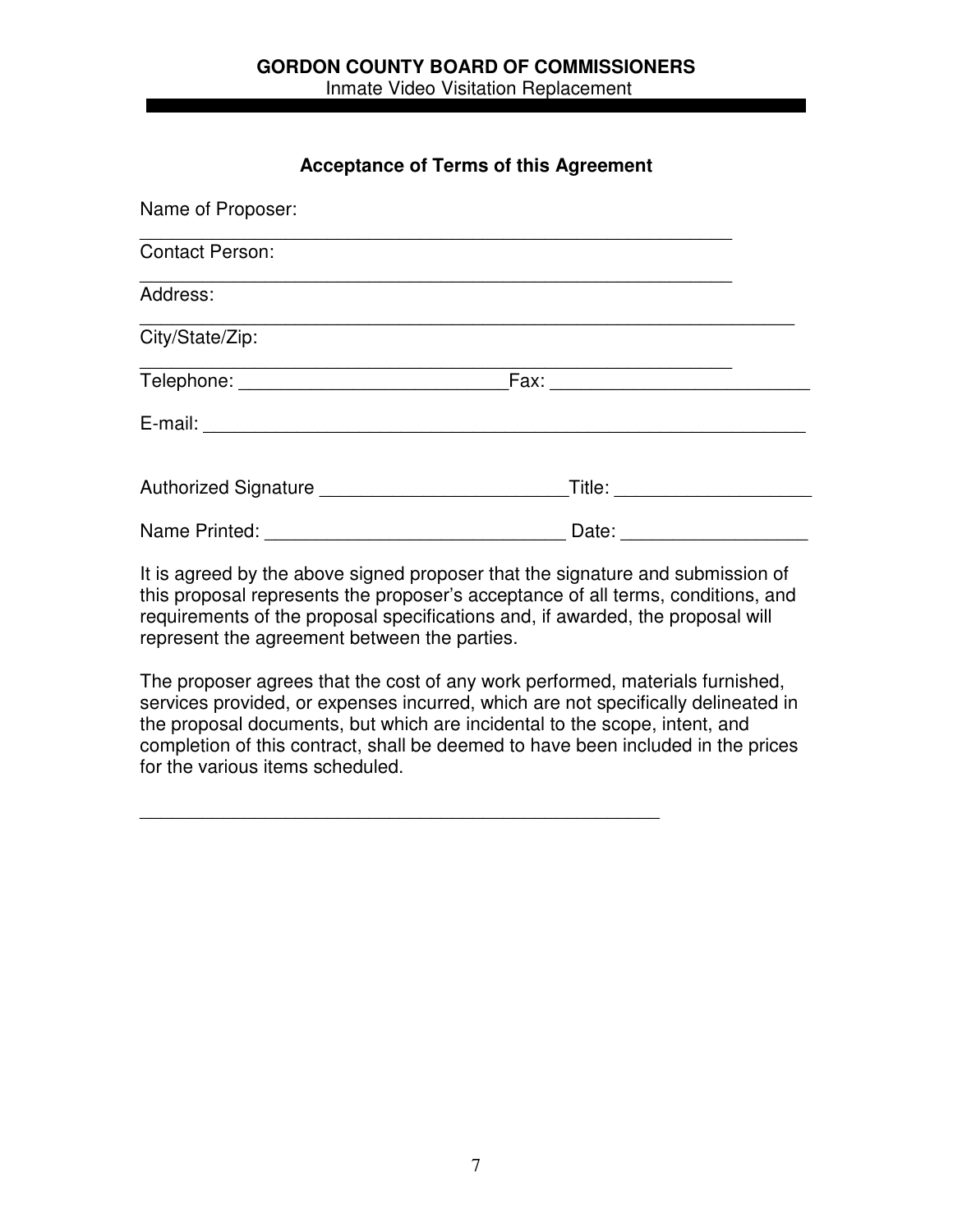### Acceptance of Terms of this Agreement

Name of Proposer: ___________________________________________________________

Contact Person: ___________________________________________________________

Address: ___________________________________________________________

City/State/Zip: ___________________________________________________________

Telephone: __________________________ Fax: _________________________

E-mail: ___________________________________________________________

Authorized Signature ________________________ Title: ___________________

Name Printed: _____________________________ Date: __________________

It is agreed by the above signed proposer that the signature and submission of this proposal represents the proposer's acceptance of all terms, conditions, and requirements of the proposal specifications and, if awarded, the proposal will represent the agreement between the parties.

The proposer agrees that the cost of any work performed, materials furnished, services provided, or expenses incurred, which are not specifically delineated in the proposal documents, but which are incidental to the scope, intent, and completion of this contract, shall be deemed to have been included in the prices for the various items scheduled.

___________________________________________________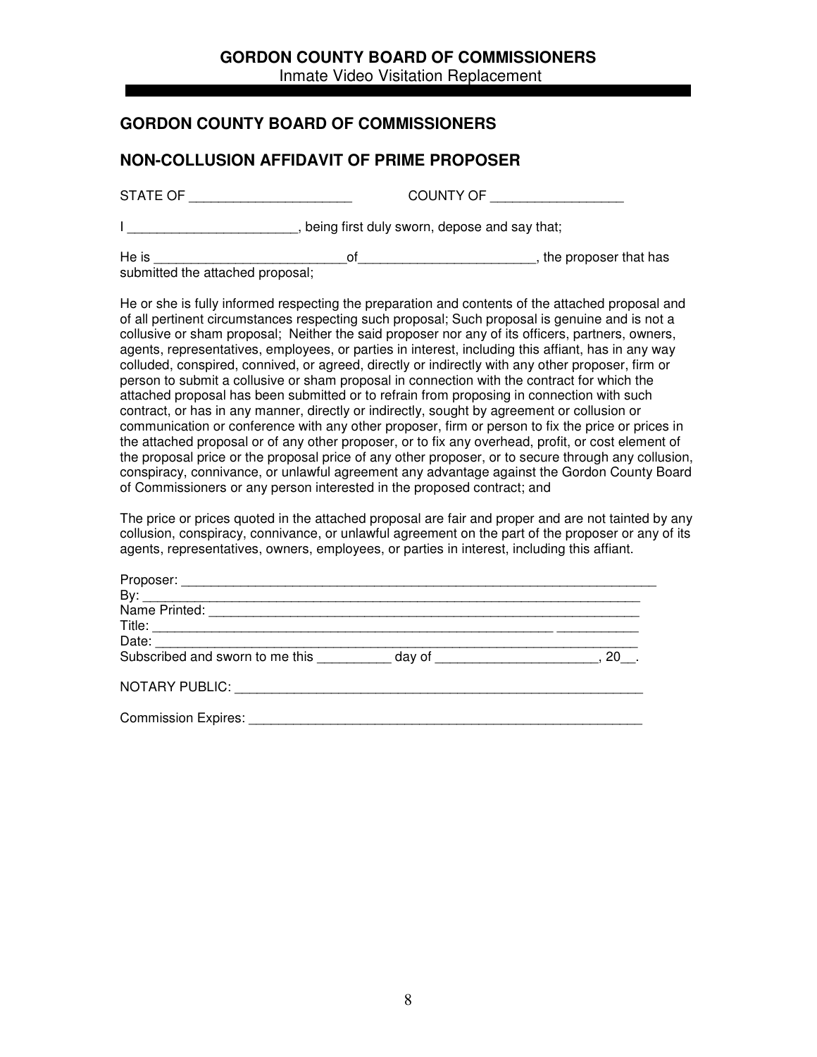## GORDON COUNTY BOARD OF COMMISSIONERS

## NON-COLLUSION AFFIDAVIT OF PRIME PROPOSER

STATE OF ______________________ COUNTY OF __________________

I _______________________, being first duly sworn, depose and say that;

He is ___________________________of________________________, the proposer that has submitted the attached proposal;

He or she is fully informed respecting the preparation and contents of the attached proposal and of all pertinent circumstances respecting such proposal; Such proposal is genuine and is not a collusive or sham proposal; Neither the said proposer nor any of its officers, partners, owners, agents, representatives, employees, or parties in interest, including this affiant, has in any way colluded, conspired, connived, or agreed, directly or indirectly with any other proposer, firm or person to submit a collusive or sham proposal in connection with the contract for which the attached proposal has been submitted or to refrain from proposing in connection with such contract, or has in any manner, directly or indirectly, sought by agreement or collusion or communication or conference with any other proposer, firm or person to fix the price or prices in the attached proposal or of any other proposer, or to fix any overhead, profit, or cost element of the proposal price or the proposal price of any other proposer, or to secure through any collusion, conspiracy, connivance, or unlawful agreement any advantage against the Gordon County Board of Commissioners or any person interested in the proposed contract; and

The price or prices quoted in the attached proposal are fair and proper and are not tainted by any collusion, conspiracy, connivance, or unlawful agreement on the part of the proposer or any of its agents, representatives, owners, employees, or parties in interest, including this affiant.

Proposer: ____________________________________________________________________
By: _________________________________________________________________________
Name Printed: ________________________________________________________________
Title: _________________________________________________________ ___________
Date: ________________________________________________________________________
Subscribed and sworn to me this __________ day of ______________________, 20__.

NOTARY PUBLIC: __________________________________________________________

Commission Expires: _______________________________________________________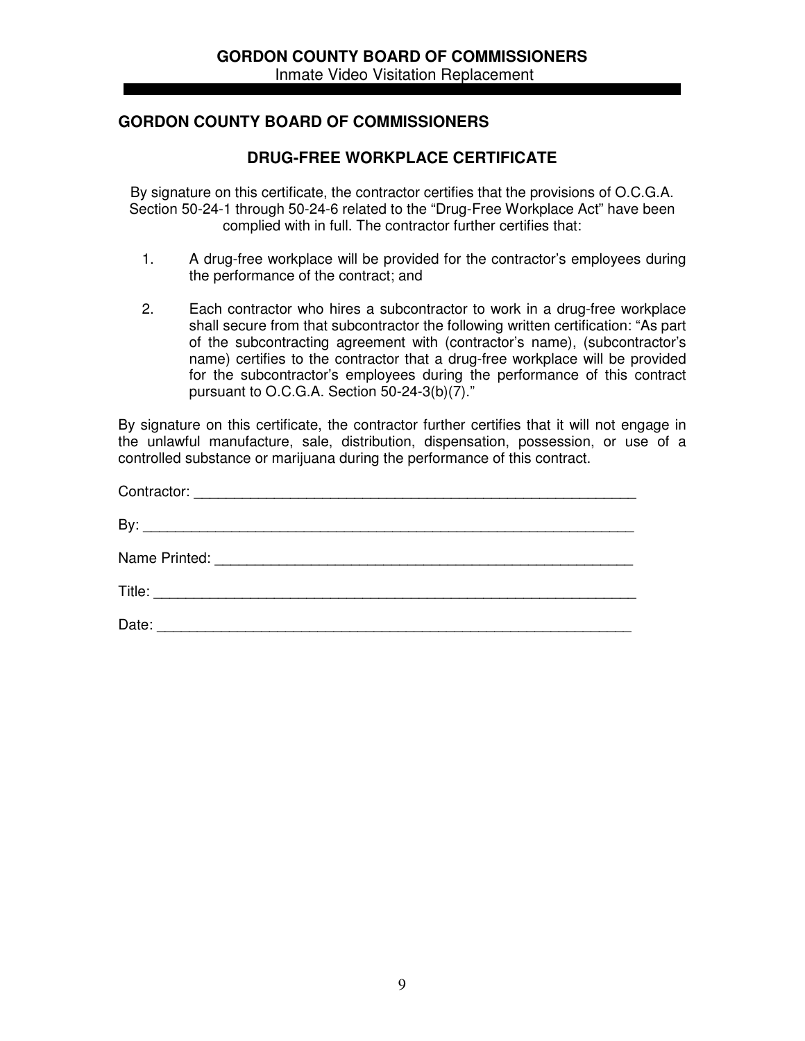## GORDON COUNTY BOARD OF COMMISSIONERS

### DRUG-FREE WORKPLACE CERTIFICATE

By signature on this certificate, the contractor certifies that the provisions of O.C.G.A. Section 50-24-1 through 50-24-6 related to the "Drug-Free Workplace Act" have been complied with in full. The contractor further certifies that:

1. A drug-free workplace will be provided for the contractor's employees during the performance of the contract; and

2. Each contractor who hires a subcontractor to work in a drug-free workplace shall secure from that subcontractor the following written certification: "As part of the subcontracting agreement with (contractor's name), (subcontractor's name) certifies to the contractor that a drug-free workplace will be provided for the subcontractor's employees during the performance of this contract pursuant to O.C.G.A. Section 50-24-3(b)(7)."

By signature on this certificate, the contractor further certifies that it will not engage in the unlawful manufacture, sale, distribution, dispensation, possession, or use of a controlled substance or marijuana during the performance of this contract.

Contractor: ___________________________________________________________

By: _________________________________________________________________

Name Printed: ________________________________________________________

Title: _______________________________________________________________

Date: _______________________________________________________________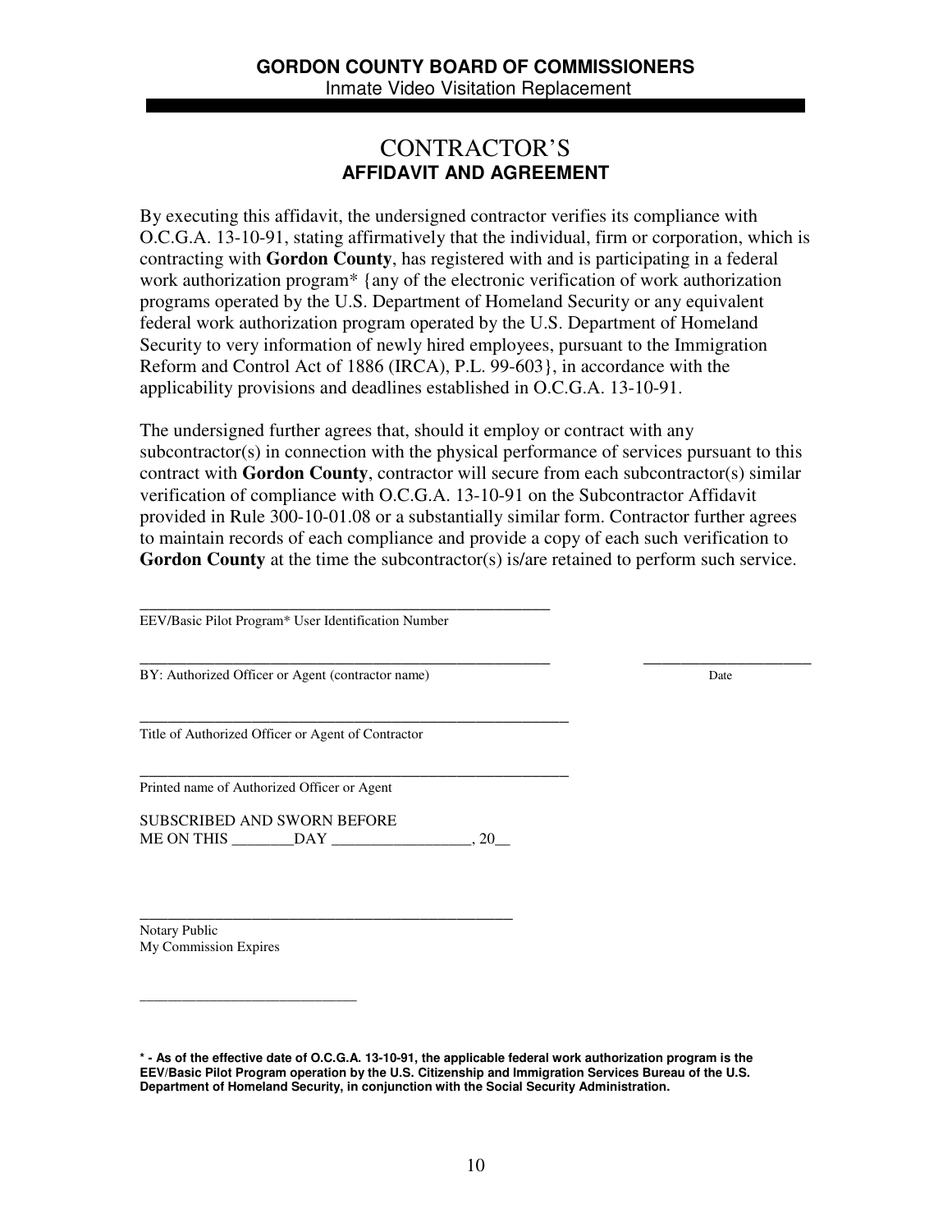# CONTRACTOR'S
## AFFIDAVIT AND AGREEMENT

By executing this affidavit, the undersigned contractor verifies its compliance with O.C.G.A. 13-10-91, stating affirmatively that the individual, firm or corporation, which is contracting with **Gordon County**, has registered with and is participating in a federal work authorization program* {any of the electronic verification of work authorization programs operated by the U.S. Department of Homeland Security or any equivalent federal work authorization program operated by the U.S. Department of Homeland Security to very information of newly hired employees, pursuant to the Immigration Reform and Control Act of 1886 (IRCA), P.L. 99-603}, in accordance with the applicability provisions and deadlines established in O.C.G.A. 13-10-91.

The undersigned further agrees that, should it employ or contract with any subcontractor(s) in connection with the physical performance of services pursuant to this contract with **Gordon County**, contractor will secure from each subcontractor(s) similar verification of compliance with O.C.G.A. 13-10-91 on the Subcontractor Affidavit provided in Rule 300-10-01.08 or a substantially similar form. Contractor further agrees to maintain records of each compliance and provide a copy of each such verification to **Gordon County** at the time the subcontractor(s) is/are retained to perform such service.

\_\_\_\_\_\_\_\_\_\_\_\_\_\_\_\_\_\_\_\_\_\_\_\_\_\_\_\_\_\_\_\_\_\_\_\_\_\_\_\_\_\_\_\_\_\_\_\_\_\_\_
EEV/Basic Pilot Program* User Identification Number

\_\_\_\_\_\_\_\_\_\_\_\_\_\_\_\_\_\_\_\_\_\_\_\_\_\_\_\_\_\_\_\_\_\_\_\_\_\_\_\_\_\_\_\_\_\_\_\_\_\_\_ \_\_\_\_\_\_\_\_\_\_\_\_\_\_\_\_\_\_\_\_
BY: Authorized Officer or Agent (contractor name) Date

\_\_\_\_\_\_\_\_\_\_\_\_\_\_\_\_\_\_\_\_\_\_\_\_\_\_\_\_\_\_\_\_\_\_\_\_\_\_\_\_\_\_\_\_\_\_\_\_\_\_\_
Title of Authorized Officer or Agent of Contractor

\_\_\_\_\_\_\_\_\_\_\_\_\_\_\_\_\_\_\_\_\_\_\_\_\_\_\_\_\_\_\_\_\_\_\_\_\_\_\_\_\_\_\_\_\_\_\_\_\_\_\_
Printed name of Authorized Officer or Agent

SUBSCRIBED AND SWORN BEFORE
ME ON THIS \_\_\_\_\_\_\_\_DAY \_\_\_\_\_\_\_\_\_\_\_\_\_\_\_\_\_\_, 20\_\_

\_\_\_\_\_\_\_\_\_\_\_\_\_\_\_\_\_\_\_\_\_\_\_\_\_\_\_\_\_\_\_\_\_\_\_\_\_\_\_\_\_\_\_\_\_\_
Notary Public
My Commission Expires

\_\_\_\_\_\_\_\_\_\_\_\_\_\_\_\_\_\_\_\_\_\_\_\_\_\_\_\_

**\* - As of the effective date of O.C.G.A. 13-10-91, the applicable federal work authorization program is the EEV/Basic Pilot Program operation by the U.S. Citizenship and Immigration Services Bureau of the U.S. Department of Homeland Security, in conjunction with the Social Security Administration.**